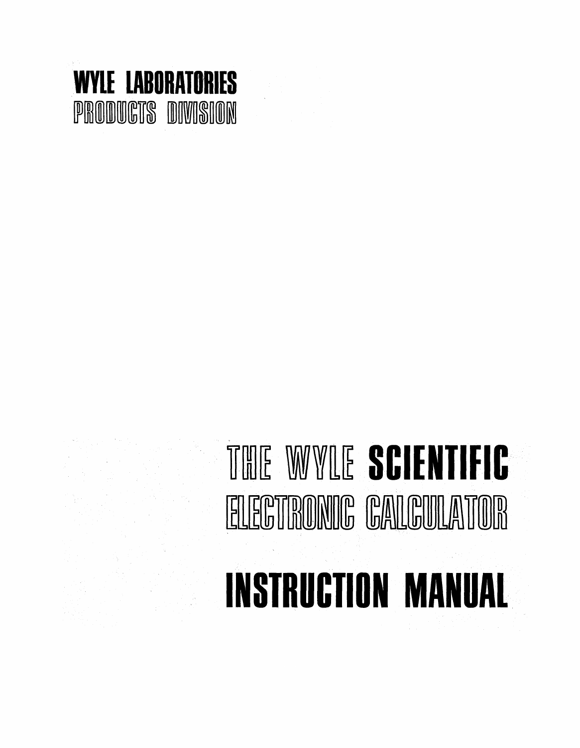**WYLE LABORATORIES**
PRODUCTS DIVISION

# THE WYLE SCIENTIFIC ELECTRONIC CALCULATOR

# INSTRUCTION MANUAL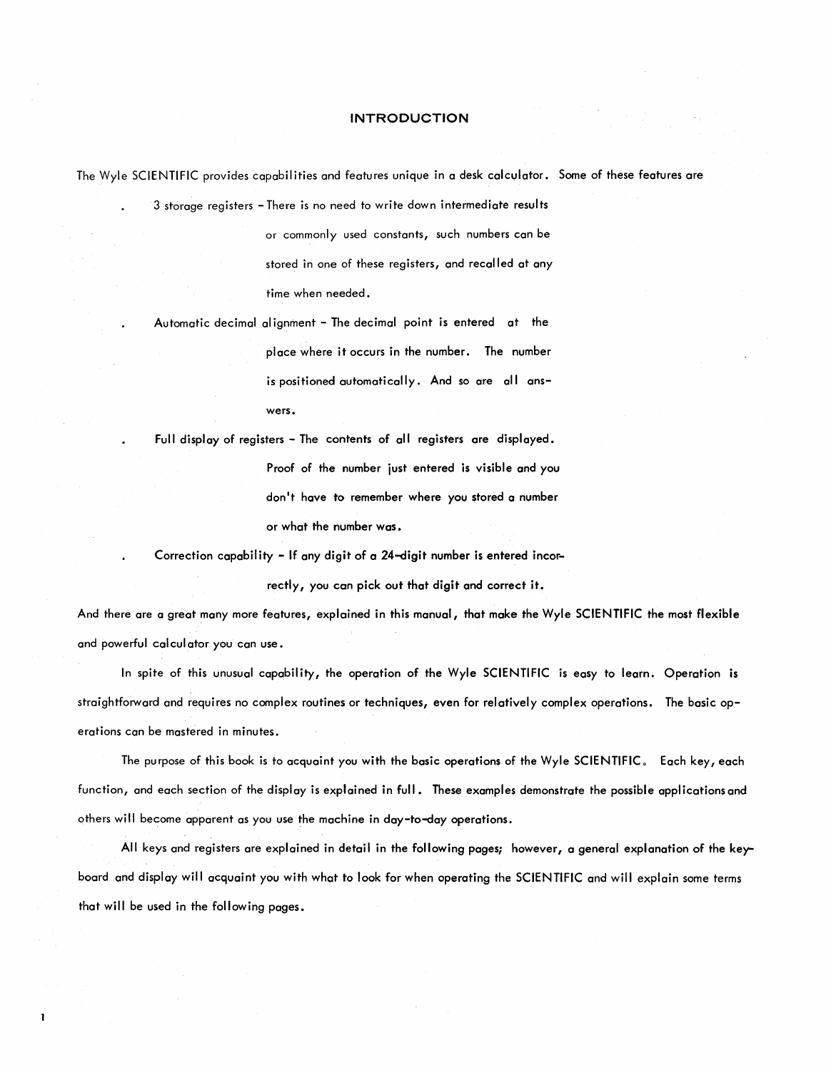# INTRODUCTION

The Wyle SCIENTIFIC provides capabilities and features unique in a desk calculator. Some of these features are

- 3 storage registers - There is no need to write down intermediate results or commonly used constants, such numbers can be stored in one of these registers, and recalled at any time when needed.
- Automatic decimal alignment - The decimal point is entered at the place where it occurs in the number. The number is positioned automatically. And so are all answers.
- Full display of registers - The contents of all registers are displayed. Proof of the number just entered is visible and you don't have to remember where you stored a number or what the number was.
- Correction capability - If any digit of a 24-digit number is entered incorrectly, you can pick out that digit and correct it.

And there are a great many more features, explained in this manual, that make the Wyle SCIENTIFIC the most flexible and powerful calculator you can use.

In spite of this unusual capability, the operation of the Wyle SCIENTIFIC is easy to learn. Operation is straightforward and requires no complex routines or techniques, even for relatively complex operations. The basic operations can be mastered in minutes.

The purpose of this book is to acquaint you with the basic operations of the Wyle SCIENTIFIC. Each key, each function, and each section of the display is explained in full. These examples demonstrate the possible applications and others will become apparent as you use the machine in day-to-day operations.

All keys and registers are explained in detail in the following pages; however, a general explanation of the keyboard and display will acquaint you with what to look for when operating the SCIENTIFIC and will explain some terms that will be used in the following pages.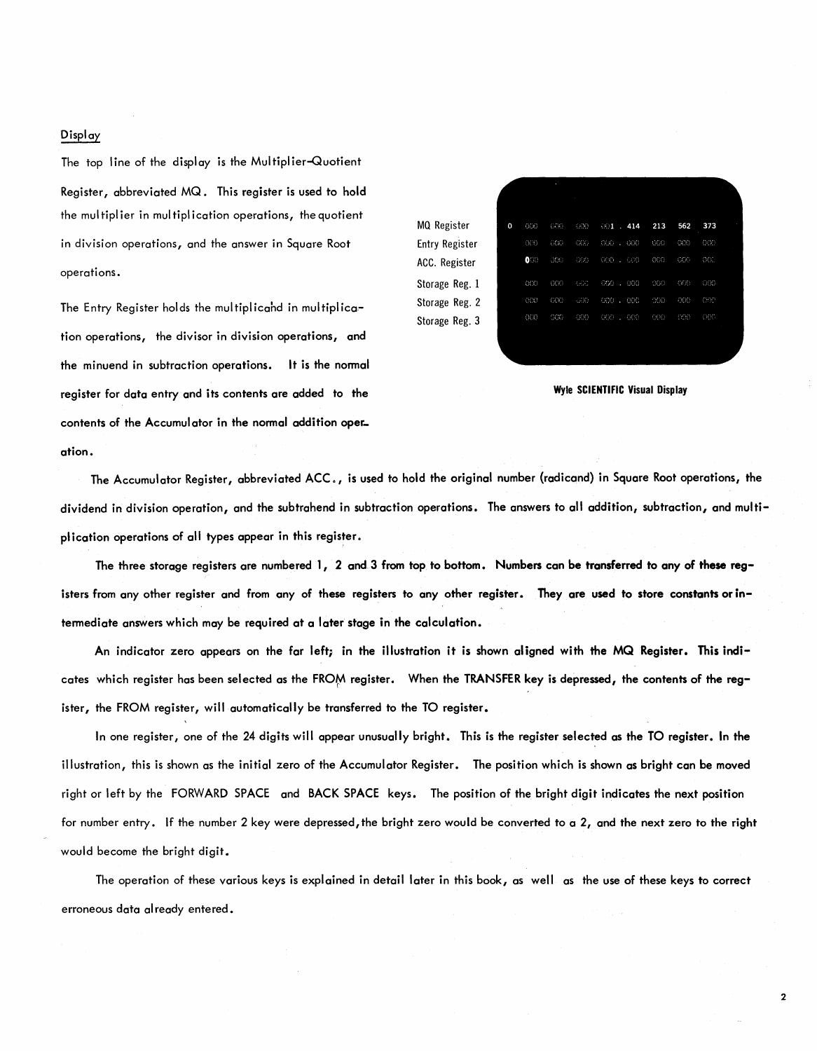Display

The top line of the display is the Multiplier-Quotient Register, abbreviated MQ. This register is used to hold the multiplier in multiplication operations, the quotient in division operations, and the answer in Square Root operations.

The Entry Register holds the multiplicand in multiplication operations, the divisor in division operations, and the minuend in subtraction operations. It is the normal register for data entry and its contents are added to the contents of the Accumulator in the normal addition operation.

| | | |
|---|---|---|
| MQ Register | 0 | 000 000 000 001 . 414 213 562 373 |
| Entry Register | | 000 000 000 000 . 000 000 000 000 |
| ACC. Register | | 000 000 000 000 . 000 000 000 000 |
| Storage Reg. 1 | | 000 000 000 000 . 000 000 000 000 |
| Storage Reg. 2 | | 000 000 000 000 . 000 000 000 000 |
| Storage Reg. 3 | | 000 000 000 000 . 000 000 000 000 |

**Wyle SCIENTIFIC Visual Display**

The Accumulator Register, abbreviated ACC., is used to hold the original number (radicand) in Square Root operations, the dividend in division operation, and the subtrahend in subtraction operations. The answers to all addition, subtraction, and multiplication operations of all types appear in this register.

The three storage registers are numbered 1, 2 and 3 from top to bottom. Numbers can be transferred to any of these registers from any other register and from any of these registers to any other register. They are used to store constants or intermediate answers which may be required at a later stage in the calculation.

An indicator zero appears on the far left; in the illustration it is shown aligned with the MQ Register. This indicates which register has been selected as the FROM register. When the TRANSFER key is depressed, the contents of the register, the FROM register, will automatically be transferred to the TO register.

In one register, one of the 24 digits will appear unusually bright. This is the register selected as the TO register. In the illustration, this is shown as the initial zero of the Accumulator Register. The position which is shown as bright can be moved right or left by the FORWARD SPACE and BACK SPACE keys. The position of the bright digit indicates the next position for number entry. If the number 2 key were depressed, the bright zero would be converted to a 2, and the next zero to the right would become the bright digit.

The operation of these various keys is explained in detail later in this book, as well as the use of these keys to correct erroneous data already entered.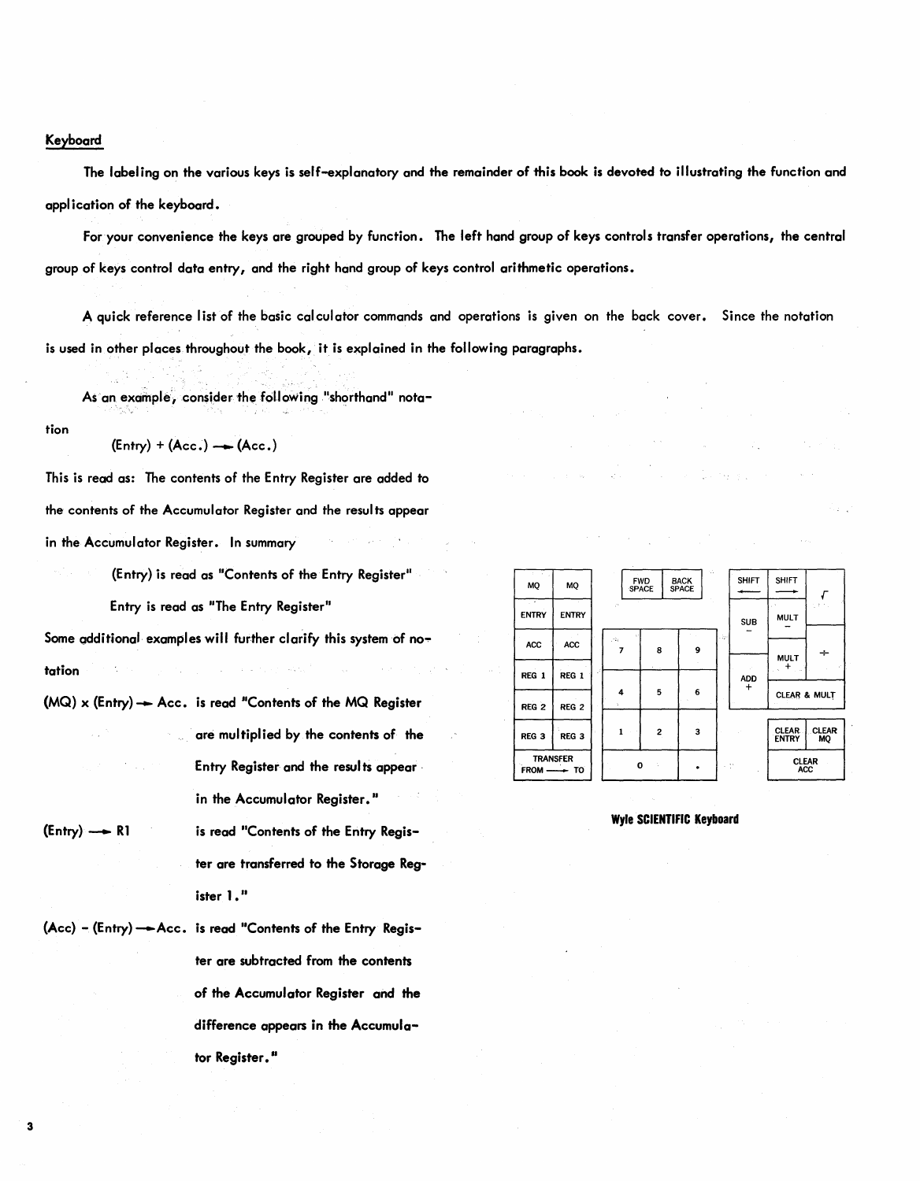## Keyboard

The labeling on the various keys is self-explanatory and the remainder of this book is devoted to illustrating the function and application of the keyboard.

For your convenience the keys are grouped by function. The left hand group of keys controls transfer operations, the central group of keys control data entry, and the right hand group of keys control arithmetic operations.

A quick reference list of the basic calculator commands and operations is given on the back cover. Since the notation is used in other places throughout the book, it is explained in the following paragraphs.

As an example, consider the following "shorthand" notation

(Entry) + (Acc.) ⟶ (Acc.)

This is read as: The contents of the Entry Register are added to the contents of the Accumulator Register and the results appear in the Accumulator Register. In summary

(Entry) is read as "Contents of the Entry Register"

Entry is read as "The Entry Register"

Some additional examples will further clarify this system of notation

(MQ) x (Entry) ⟶ Acc. is read "Contents of the MQ Register are multiplied by the contents of the Entry Register and the results appear in the Accumulator Register."

(Entry) ⟶ R1 is read "Contents of the Entry Register are transferred to the Storage Register 1."

(Acc) - (Entry) ⟶ Acc. is read "Contents of the Entry Register are subtracted from the contents of the Accumulator Register and the difference appears in the Accumulator Register."

| MQ | MQ |
|---|---|
| ENTRY | ENTRY |
| ACC | ACC |
| REG 1 | REG 1 |
| REG 2 | REG 2 |
| REG 3 | REG 3 |
| TRANSFER FROM ⟶ TO | |

| FWD SPACE | BACK SPACE | |
|---|---|---|
| 7 | 8 | 9 |
| 4 | 5 | 6 |
| 1 | 2 | 3 |
| 0 | | . |

| SHIFT ⟵ | SHIFT ⟶ | √ |
|---|---|---|
| SUB − | MULT − | ÷ |
| ADD + | MULT + | |
| | CLEAR & MULT | |
| | CLEAR ENTRY | CLEAR MQ |
| | CLEAR ACC | |

**Wyle SCIENTIFIC Keyboard**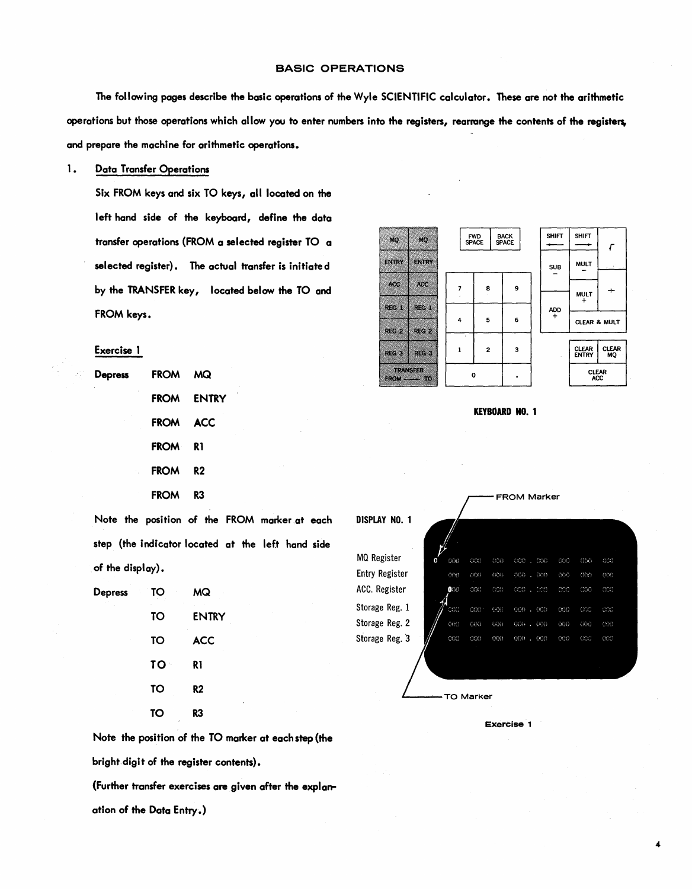## BASIC OPERATIONS

The following pages describe the basic operations of the Wyle SCIENTIFIC calculator. These are not the arithmetic operations but those operations which allow you to enter numbers into the registers, rearrange the contents of the registers, and prepare the machine for arithmetic operations.

1. **Data Transfer Operations**

Six FROM keys and six TO keys, all located on the left hand side of the keyboard, define the data transfer operations (FROM a selected register TO a selected register). The actual transfer is initiated by the TRANSFER key, located below the TO and FROM keys.

**Exercise 1**

| | | |
|---|---|---|
| Depress | FROM | MQ |
| | FROM | ENTRY |
| | FROM | ACC |
| | FROM | R1 |
| | FROM | R2 |
| | FROM | R3 |

Note the position of the FROM marker at each step (the indicator located at the left hand side of the display).

| | | |
|---|---|---|
| Depress | TO | MQ |
| | TO | ENTRY |
| | TO | ACC |
| | TO | R1 |
| | TO | R2 |
| | TO | R3 |

Note the position of the TO marker at each step (the bright digit of the register contents).

(Further transfer exercises are given after the explanation of the Data Entry.)

| | | | | | | | | | | | | | |
|---|---|---|---|---|---|---|---|---|---|---|---|---|---|
| MQ | MQ | | FWD SPACE | BACK SPACE | | | SHIFT ← | SHIFT → | √ |
| ENTRY | ENTRY | | | | | | SUB − | MULT − | |
| ACC | ACC | | 7 | 8 | 9 | | | MULT + | ÷ |
| REG 1 | REG 1 | | 4 | 5 | 6 | | ADD + | CLEAR & MULT | |
| REG 2 | REG 2 | | 1 | 2 | 3 | | | CLEAR ENTRY | CLEAR MQ |
| REG 3 | REG 3 | | 0 | | . | | | CLEAR ACC | |
| TRANSFER FROM —— TO | | | | | | | | | |

**KEYBOARD NO. 1**

**DISPLAY NO. 1**

FROM Marker

| | |
|---|---|
| MQ Register | 0 000 000 000 000 . 000 000 000 000 |
| Entry Register | 000 000 000 000 . 000 000 000 000 |
| ACC. Register | 000 000 000 000 . 000 000 000 000 |
| Storage Reg. 1 | 000 000 000 000 . 000 000 000 000 |
| Storage Reg. 2 | 000 000 000 000 . 000 000 000 000 |
| Storage Reg. 3 | 000 000 000 000 . 000 000 000 000 |

TO Marker

**Exercise 1**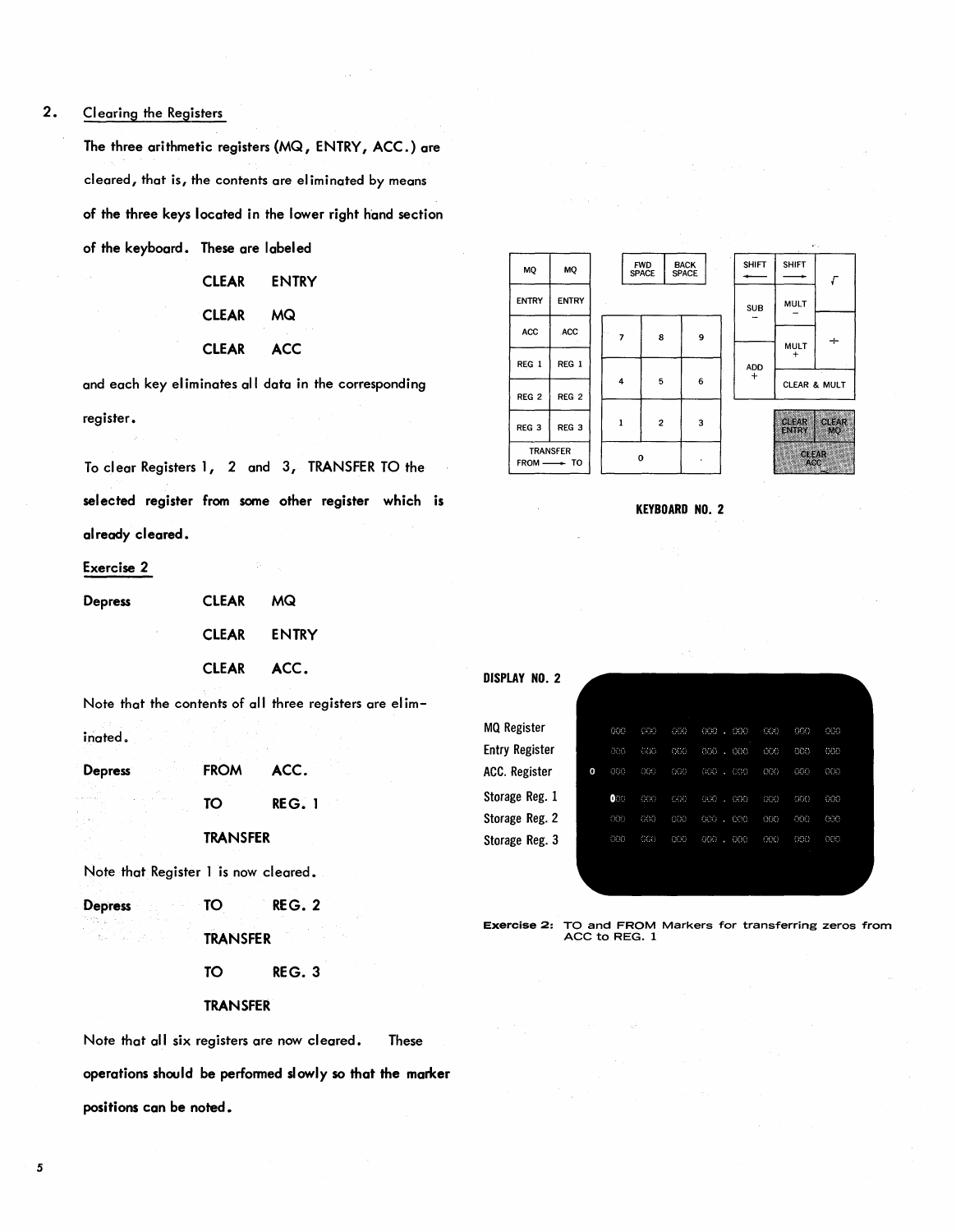## 2. Clearing the Registers

The three arithmetic registers (MQ, ENTRY, ACC.) are cleared, that is, the contents are eliminated by means of the three keys located in the lower right hand section of the keyboard. These are labeled

CLEAR ENTRY

CLEAR MQ

CLEAR ACC

and each key eliminates all data in the corresponding register.

To clear Registers 1, 2 and 3, TRANSFER TO the selected register from some other register which is already cleared.

### Exercise 2

| | | |
|---|---|---|
| Depress | CLEAR | MQ |
| | CLEAR | ENTRY |
| | CLEAR | ACC. |

Note that the contents of all three registers are eliminated.

| | | |
|---|---|---|
| Depress | FROM | ACC. |
| | TO | REG. 1 |
| | TRANSFER | |

Note that Register 1 is now cleared.

| | | |
|---|---|---|
| Depress | TO | REG. 2 |
| | TRANSFER | |
| | TO | REG. 3 |
| | TRANSFER | |

Note that all six registers are now cleared. These operations should be performed slowly so that the marker positions can be noted.

| MQ | MQ | FWD SPACE | BACK SPACE | SHIFT ← | SHIFT → | √ |
|---|---|---|---|---|---|---|
| ENTRY | ENTRY | | | SUB − | MULT − | |
| ACC | ACC | 7 8 9 | | | MULT + | ÷ |
| REG 1 | REG 1 | | | ADD + | CLEAR & MULT | |
| REG 2 | REG 2 | 4 5 6 | | | | |
| REG 3 | REG 3 | 1 2 3 | | CLEAR ENTRY | CLEAR MQ | |
| TRANSFER FROM → TO | | 0 . | | CLEAR ACC | | |

**KEYBOARD NO. 2**

**DISPLAY NO. 2**

| | | |
|---|---|---|
| MQ Register | | 000 000 000 000 . 000 000 000 000 |
| Entry Register | | 000 000 000 000 . 000 000 000 000 |
| ACC. Register | 0 | 000 000 000 000 . 000 000 000 000 |
| Storage Reg. 1 | | 0̲00 000 000 000 . 000 000 000 000 |
| Storage Reg. 2 | | 000 000 000 000 . 000 000 000 000 |
| Storage Reg. 3 | | 000 000 000 000 . 000 000 000 000 |

**Exercise 2:** TO and FROM Markers for transferring zeros from ACC to REG. 1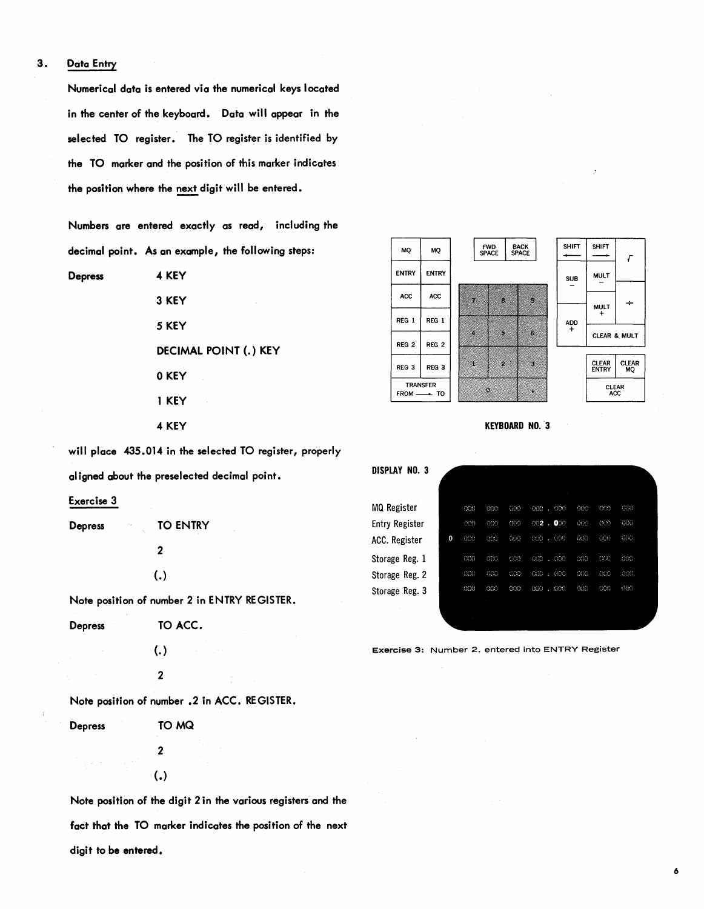## 3. Data Entry

Numerical data is entered via the numerical keys located in the center of the keyboard. Data will appear in the selected TO register. The TO register is identified by the TO marker and the position of this marker indicates the position where the next digit will be entered.

Numbers are entered exactly as read, including the decimal point. As an example, the following steps:

Depress 4 KEY

3 KEY

5 KEY

DECIMAL POINT (.) KEY

0 KEY

1 KEY

4 KEY

will place 435.014 in the selected TO register, properly aligned about the preselected decimal point.

**Exercise 3**

Depress TO ENTRY

2

(.)

Note position of number 2 in ENTRY REGISTER.

Depress TO ACC.

(.)

2

Note position of number .2 in ACC. REGISTER.

Depress TO MQ

2

(.)

Note position of the digit 2 in the various registers and the fact that the TO marker indicates the position of the next digit to be entered.

| MQ | MQ |
|---|---|
| ENTRY | ENTRY |
| ACC | ACC |
| REG 1 | REG 1 |
| REG 2 | REG 2 |
| REG 3 | REG 3 |
| TRANSFER FROM → TO | |

| FWD SPACE | BACK SPACE |
|---|---|

| 7 | 8 | 9 |
|---|---|---|
| 4 | 5 | 6 |
| 1 | 2 | 3 |
| 0 | | . |

| SHIFT ← | SHIFT → | √ |
|---|---|---|
| SUB − | MULT − | |
| | MULT + | ÷ |
| ADD + | CLEAR & MULT | |

| CLEAR ENTRY | CLEAR MQ |
|---|---|
| CLEAR ACC | |

**KEYBOARD NO. 3**

**DISPLAY NO. 3**

| | |
|---|---|
| MQ Register | 000 000 000 000 . 000 000 000 000 |
| Entry Register | 000 000 000 002 . 000 000 000 000 |
| ACC. Register | 0 000 000 000 000 . 000 000 000 000 |
| Storage Reg. 1 | 000 000 000 000 . 000 000 000 000 |
| Storage Reg. 2 | 000 000 000 000 . 000 000 000 000 |
| Storage Reg. 3 | 000 000 000 000 . 000 000 000 000 |

**Exercise 3:** Number 2. entered into ENTRY Register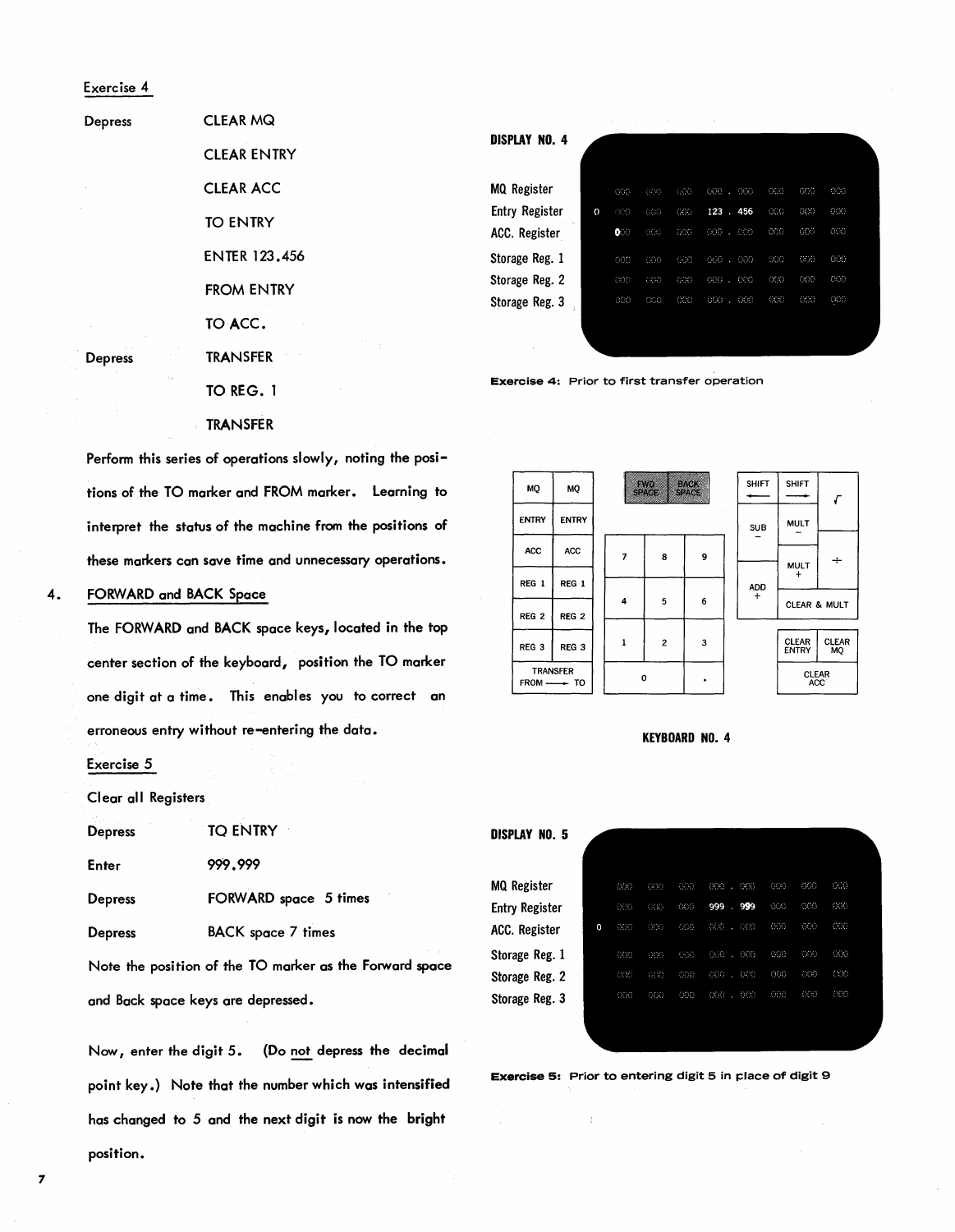Exercise 4

| | |
|---|---|
| Depress | CLEAR MQ |
| | CLEAR ENTRY |
| | CLEAR ACC |
| | TO ENTRY |
| | ENTER 123.456 |
| | FROM ENTRY |
| | TO ACC. |
| Depress | TRANSFER |
| | TO REG. 1 |
| | TRANSFER |

Perform this series of operations slowly, noting the positions of the TO marker and FROM marker. Learning to interpret the status of the machine from the positions of these markers can save time and unnecessary operations.

**DISPLAY NO. 4**

| | | | | | | | | | |
|---|---|---|---|---|---|---|---|---|---|
| MQ Register | | 000 | 000 | 000 | 000 . 000 | 000 | 000 | 000 |
| Entry Register | 0 | 000 | 000 | 000 | 123 . 456 | 000 | 000 | 000 |
| ACC. Register | | 000 | 000 | 000 | 000 . 000 | 000 | 000 | 000 |
| Storage Reg. 1 | | 000 | 000 | 000 | 000 . 000 | 000 | 000 | 000 |
| Storage Reg. 2 | | 000 | 000 | 000 | 000 . 000 | 000 | 000 | 000 |
| Storage Reg. 3 | | 000 | 000 | 000 | 000 . 000 | 000 | 000 | 000 |

**Exercise 4:** Prior to first transfer operation

**KEYBOARD NO. 4**

4. FORWARD and BACK Space

The FORWARD and BACK space keys, located in the top center section of the keyboard, position the TO marker one digit at a time. This enables you to correct an erroneous entry without re-entering the data.

Exercise 5

Clear all Registers

| | |
|---|---|
| Depress | TO ENTRY |
| Enter | 999.999 |
| Depress | FORWARD space 5 times |
| Depress | BACK space 7 times |

Note the position of the TO marker as the Forward space and Back space keys are depressed.

Now, enter the digit 5. (Do not depress the decimal point key.) Note that the number which was intensified has changed to 5 and the next digit is now the bright position.

**DISPLAY NO. 5**

| | | | | | | | | |
|---|---|---|---|---|---|---|---|---|
| MQ Register | | 000 | 000 | 000 | 000 . 000 | 000 | 000 | 000 |
| Entry Register | | 000 | 000 | 000 | 999 . 999 | 000 | 000 | 000 |
| ACC. Register | 0 | 000 | 000 | 000 | 000 . 000 | 000 | 000 | 000 |
| Storage Reg. 1 | | 000 | 000 | 000 | 000 . 000 | 000 | 000 | 000 |
| Storage Reg. 2 | | 000 | 000 | 000 | 000 . 000 | 000 | 000 | 000 |
| Storage Reg. 3 | | 000 | 000 | 000 | 000 . 000 | 000 | 000 | 000 |

**Exercise 5:** Prior to entering digit 5 in place of digit 9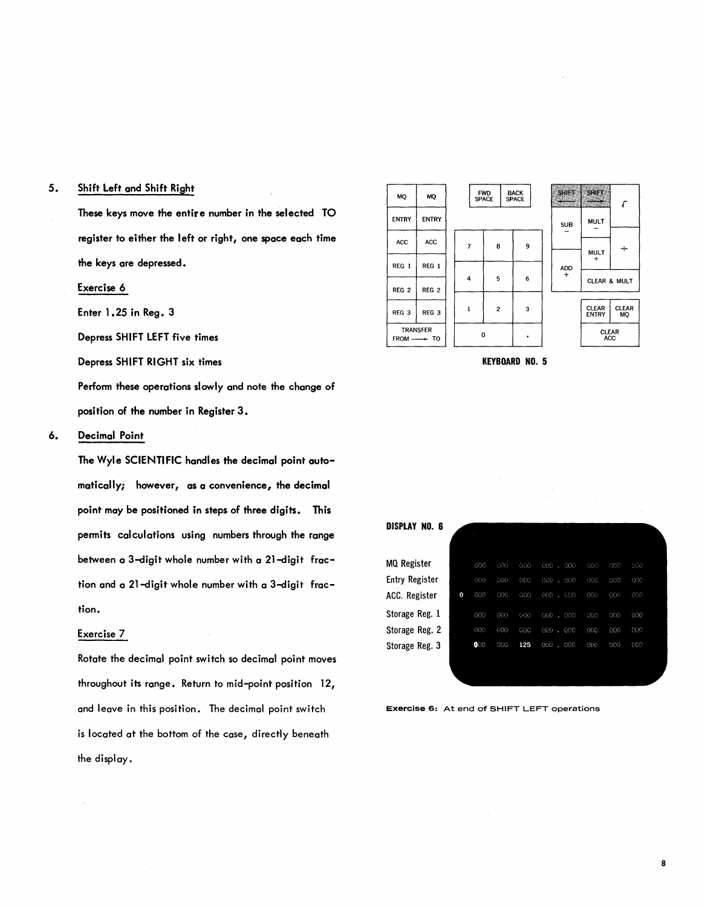5. **Shift Left and Shift Right**

   These keys move the entire number in the selected TO register to either the left or right, one space each time the keys are depressed.

   **Exercise 6**

   Enter 1.25 in Reg. 3

   Depress SHIFT LEFT five times

   Depress SHIFT RIGHT six times

   Perform these operations slowly and note the change of position of the number in Register 3.

6. **Decimal Point**

   The Wyle SCIENTIFIC handles the decimal point automatically; however, as a convenience, the decimal point may be positioned in steps of three digits. This permits calculations using numbers through the range between a 3-digit whole number with a 21-digit fraction and a 21-digit whole number with a 3-digit fraction.

   **Exercise 7**

   Rotate the decimal point switch so decimal point moves throughout its range. Return to mid-point position 12, and leave in this position. The decimal point switch is located at the bottom of the case, directly beneath the display.

**KEYBOARD NO. 5**

| MQ | MQ |
|---|---|
| ENTRY | ENTRY |
| ACC | ACC |
| REG 1 | REG 1 |
| REG 2 | REG 2 |
| REG 3 | REG 3 |
| TRANSFER FROM ⟶ TO | |

| FWD SPACE | BACK SPACE |
|---|---|

| 7 | 8 | 9 |
|---|---|---|
| 4 | 5 | 6 |
| 1 | 2 | 3 |
| 0 | | . |

| SHIFT ← | SHIFT → | √ |
|---|---|---|
| SUB − | MULT − | ÷ |
| ADD + | MULT + | |
| | CLEAR & MULT | |
| | CLEAR ENTRY | CLEAR MQ |
| | CLEAR ACC | |

**DISPLAY NO. 6**

| | | | | | | | | | |
|---|---|---|---|---|---|---|---|---|---|
| MQ Register | | 000 | 000 | 000 | 000 . | 000 | 000 | 000 | 000 |
| Entry Register | | 000 | 000 | 000 | 000 . | 000 | 000 | 000 | 000 |
| ACC. Register | 0 | 000 | 000 | 000 | 000 . | 000 | 000 | 000 | 000 |
| Storage Reg. 1 | | 000 | 000 | 000 | 000 . | 000 | 000 | 000 | 000 |
| Storage Reg. 2 | | 000 | 000 | 000 | 000 . | 000 | 000 | 000 | 000 |
| Storage Reg. 3 | | 000 | 000 | 125 | 000 . | 000 | 000 | 000 | 000 |

**Exercise 6:** At end of SHIFT LEFT operations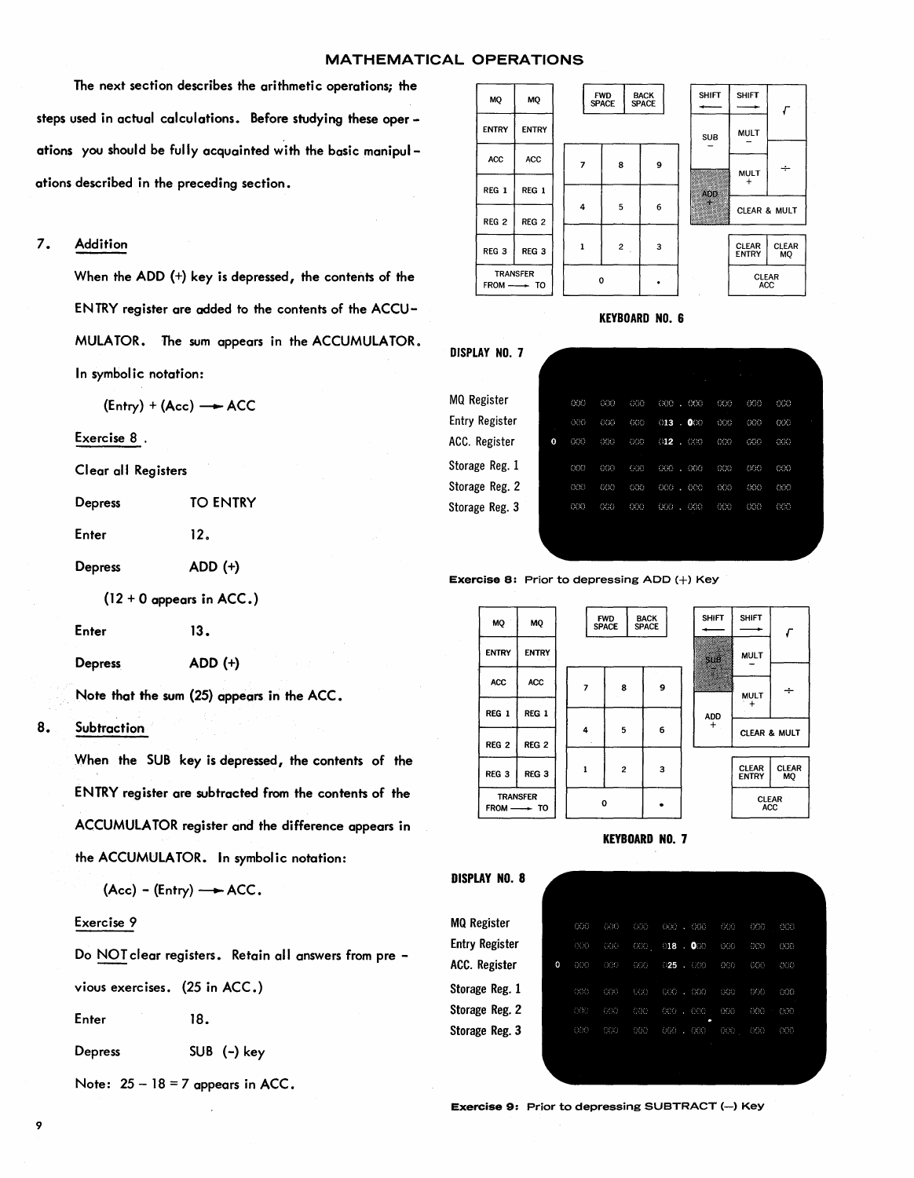# MATHEMATICAL OPERATIONS

The next section describes the arithmetic operations; the steps used in actual calculations. Before studying these operations you should be fully acquainted with the basic manipulations described in the preceding section.

## 7. Addition

When the ADD (+) key is depressed, the contents of the ENTRY register are added to the contents of the ACCUMULATOR. The sum appears in the ACCUMULATOR. In symbolic notation:

(Entry) + (Acc) ⟶ ACC

**Exercise 8.**

Clear all Registers

| | |
|---|---|
| Depress | TO ENTRY |
| Enter | 12. |
| Depress | ADD (+) |

(12 + 0 appears in ACC.)

| | |
|---|---|
| Enter | 13. |
| Depress | ADD (+) |

Note that the sum (25) appears in the ACC.

## 8. Subtraction

When the SUB key is depressed, the contents of the ENTRY register are subtracted from the contents of the ACCUMULATOR register and the difference appears in the ACCUMULATOR. In symbolic notation:

(Acc) - (Entry) ⟶ ACC.

**Exercise 9**

Do NOT clear registers. Retain all answers from previous exercises. (25 in ACC.)

| | |
|---|---|
| Enter | 18. |
| Depress | SUB (-) key |

Note: 25 – 18 = 7 appears in ACC.

**KEYBOARD NO. 6**

| | | | | | | | | | |
|---|---|---|---|---|---|---|---|---|---|
| MQ | MQ | | FWD SPACE | BACK SPACE | | SHIFT ⟵ | SHIFT ⟶ | √ |
| ENTRY | ENTRY | | | | | SUB − | MULT − | |
| ACC | ACC | 7 | 8 | 9 | | | MULT + | ÷ |
| REG 1 | REG 1 | | | | | ADD + | | |
| REG 2 | REG 2 | 4 | 5 | 6 | | | CLEAR & MULT | |
| REG 3 | REG 3 | 1 | 2 | 3 | | CLEAR ENTRY | CLEAR MQ | |
| TRANSFER FROM ⟶ TO | | 0 | | . | | CLEAR ACC | | |

**DISPLAY NO. 7**

| | |
|---|---|
| MQ Register | 000 000 000 000 . 000 000 000 000 |
| Entry Register | 000 000 000 013 . 000 000 000 000 |
| ACC. Register | 0 000 000 000 012 . 000 000 000 000 |
| Storage Reg. 1 | 000 000 000 000 . 000 000 000 000 |
| Storage Reg. 2 | 000 000 000 000 . 000 000 000 000 |
| Storage Reg. 3 | 000 000 000 000 . 000 000 000 000 |

**Exercise 8:** Prior to depressing ADD (+) Key

**KEYBOARD NO. 7**

| | | | | | | | | | |
|---|---|---|---|---|---|---|---|---|---|
| MQ | MQ | | FWD SPACE | BACK SPACE | | SHIFT ⟵ | SHIFT ⟶ | √ |
| ENTRY | ENTRY | | | | | SUB − | MULT − | |
| ACC | ACC | 7 | 8 | 9 | | | MULT + | ÷ |
| REG 1 | REG 1 | | | | | ADD + | | |
| REG 2 | REG 2 | 4 | 5 | 6 | | | CLEAR & MULT | |
| REG 3 | REG 3 | 1 | 2 | 3 | | CLEAR ENTRY | CLEAR MQ | |
| TRANSFER FROM ⟶ TO | | 0 | | . | | CLEAR ACC | | |

**DISPLAY NO. 8**

| | |
|---|---|
| MQ Register | 000 000 000 000 . 000 000 000 000 |
| Entry Register | 000 000 000 018 . 000 000 000 000 |
| ACC. Register | 0 000 000 000 025 . 000 000 000 000 |
| Storage Reg. 1 | 000 000 000 000 . 000 000 000 000 |
| Storage Reg. 2 | 000 000 000 000 . 000 000 000 000 |
| Storage Reg. 3 | 000 000 000 000 . 000 000 000 000 |

**Exercise 9:** Prior to depressing SUBTRACT (–) Key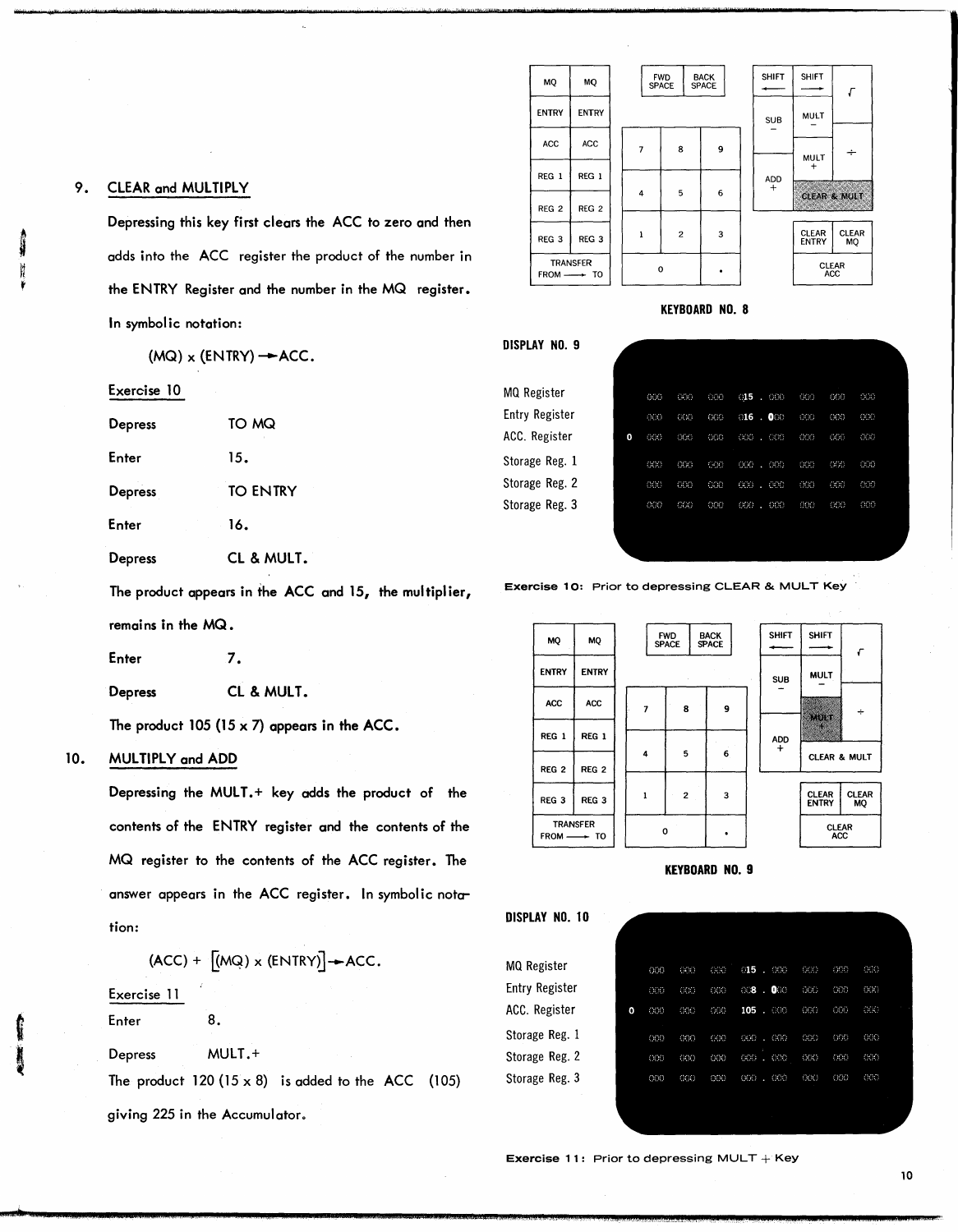## 9. CLEAR and MULTIPLY

Depressing this key first clears the ACC to zero and then adds into the ACC register the product of the number in the ENTRY Register and the number in the MQ register. In symbolic notation:

(MQ) x (ENTRY) → ACC.

Exercise 10

| | |
|---|---|
| Depress | TO MQ |
| Enter | 15. |
| Depress | TO ENTRY |
| Enter | 16. |
| Depress | CL & MULT. |

The product appears in the ACC and 15, the multiplier, remains in the MQ.

| | |
|---|---|
| Enter | 7. |
| Depress | CL & MULT. |

The product 105 (15 x 7) appears in the ACC.

## 10. MULTIPLY and ADD

Depressing the MULT.+ key adds the product of the contents of the ENTRY register and the contents of the MQ register to the contents of the ACC register. The answer appears in the ACC register. In symbolic notation:

(ACC) + [(MQ) x (ENTRY)] → ACC.

Exercise 11

| | |
|---|---|
| Enter | 8. |
| Depress | MULT.+ |

The product 120 (15 x 8) is added to the ACC (105) giving 225 in the Accumulator.

| MQ | MQ | FWD SPACE | BACK SPACE | | SHIFT ← | SHIFT → | √ |
|---|---|---|---|---|---|---|---|
| ENTRY | ENTRY | | | | SUB − | MULT − | |
| ACC | ACC | 7 | 8 | 9 | | MULT + | ÷ |
| REG 1 | REG 1 | | | | ADD + | CLEAR & MULT | |
| REG 2 | REG 2 | 4 | 5 | 6 | | | |
| REG 3 | REG 3 | 1 | 2 | 3 | | CLEAR ENTRY | CLEAR MQ |
| TRANSFER FROM | → TO | 0 | | . | | CLEAR ACC | |

**KEYBOARD NO. 8**

**DISPLAY NO. 9**

| | | | | | | | | | |
|---|---|---|---|---|---|---|---|---|---|
| MQ Register | | 000 | 000 | 000 | 015 . 000 | 000 | 000 | 000 |
| Entry Register | | 000 | 000 | 000 | 016 . 000 | 000 | 000 | 000 |
| ACC. Register | 0 | 000 | 000 | 000 | 000 . 000 | 000 | 000 | 000 |
| Storage Reg. 1 | | 000 | 000 | 000 | 000 . 000 | 000 | 000 | 000 |
| Storage Reg. 2 | | 000 | 000 | 000 | 000 . 000 | 000 | 000 | 000 |
| Storage Reg. 3 | | 000 | 000 | 000 | 000 . 000 | 000 | 000 | 000 |

**Exercise 10:** Prior to depressing CLEAR & MULT Key

| MQ | MQ | FWD SPACE | BACK SPACE | | SHIFT ← | SHIFT → | √ |
|---|---|---|---|---|---|---|---|
| ENTRY | ENTRY | | | | SUB − | MULT − | |
| ACC | ACC | 7 | 8 | 9 | | MULT + | ÷ |
| REG 1 | REG 1 | | | | ADD + | CLEAR & MULT | |
| REG 2 | REG 2 | 4 | 5 | 6 | | | |
| REG 3 | REG 3 | 1 | 2 | 3 | | CLEAR ENTRY | CLEAR MQ |
| TRANSFER FROM | → TO | 0 | | . | | CLEAR ACC | |

**KEYBOARD NO. 9**

**DISPLAY NO. 10**

| | | | | | | | | | |
|---|---|---|---|---|---|---|---|---|---|
| MQ Register | | 000 | 000 | 000 | 015 . 000 | 000 | 000 | 000 |
| Entry Register | | 000 | 000 | 000 | 008 . 000 | 000 | 000 | 000 |
| ACC. Register | 0 | 000 | 000 | 000 | 105 . 000 | 000 | 000 | 000 |
| Storage Reg. 1 | | 000 | 000 | 000 | 000 . 000 | 000 | 000 | 000 |
| Storage Reg. 2 | | 000 | 000 | 000 | 000 . 000 | 000 | 000 | 000 |
| Storage Reg. 3 | | 000 | 000 | 000 | 000 . 000 | 000 | 000 | 000 |

**Exercise 11:** Prior to depressing MULT + Key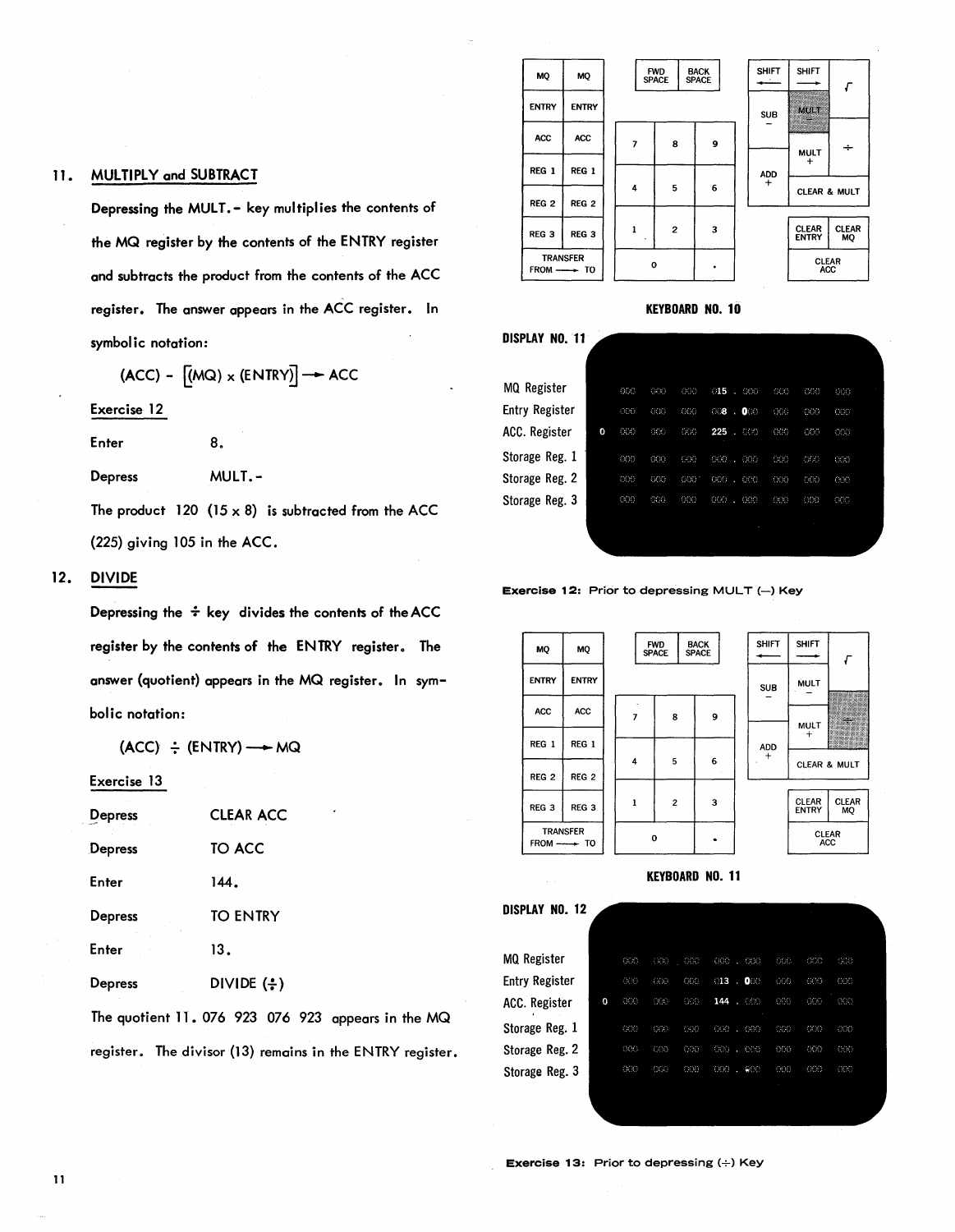## 11. MULTIPLY and SUBTRACT

Depressing the MULT.- key multiplies the contents of the MQ register by the contents of the ENTRY register and subtracts the product from the contents of the ACC register. The answer appears in the ACC register. In symbolic notation:

$$(ACC) - [(MQ) \times (ENTRY)] \rightarrow ACC$$

### Exercise 12

| | |
|---|---|
| Enter | 8. |
| Depress | MULT.- |

The product 120 (15 x 8) is subtracted from the ACC (225) giving 105 in the ACC.

## 12. DIVIDE

Depressing the ÷ key divides the contents of the ACC register by the contents of the ENTRY register. The answer (quotient) appears in the MQ register. In symbolic notation:

$$(ACC) \div (ENTRY) \rightarrow MQ$$

### Exercise 13

| | |
|---|---|
| Depress | CLEAR ACC |
| Depress | TO ACC |
| Enter | 144. |
| Depress | TO ENTRY |
| Enter | 13. |
| Depress | DIVIDE (÷) |

The quotient 11. 076 923 076 923 appears in the MQ register. The divisor (13) remains in the ENTRY register.

**KEYBOARD NO. 10**

**DISPLAY NO. 11**

| | | | | | | | | | |
|---|---|---|---|---|---|---|---|---|---|
| MQ Register | | 000 | 000 | 000 | 015 . | 000 | 000 | 000 | 000 |
| Entry Register | | 000 | 000 | 000 | 008 . | 000 | 000 | 000 | 000 |
| ACC. Register | 0 | 000 | 000 | 000 | 225 . | 000 | 000 | 000 | 000 |
| Storage Reg. 1 | | 000 | 000 | 000 | 000 . | 000 | 000 | 000 | 000 |
| Storage Reg. 2 | | 000 | 000 | 000 | 000 . | 000 | 000 | 000 | 000 |
| Storage Reg. 3 | | 000 | 000 | 000 | 000 . | 000 | 000 | 000 | 000 |

**Exercise 12:** Prior to depressing MULT (—) Key

**KEYBOARD NO. 11**

**DISPLAY NO. 12**

| | | | | | | | | | |
|---|---|---|---|---|---|---|---|---|---|
| MQ Register | | 000 | 000 | 000 | 000 . | 000 | 000 | 000 | 000 |
| Entry Register | | 000 | 000 | 000 | 013 . | 000 | 000 | 000 | 000 |
| ACC. Register | 0 | 000 | 000 | 000 | 144 . | 000 | 000 | 000 | 000 |
| Storage Reg. 1 | | 000 | 000 | 000 | 000 . | 000 | 000 | 000 | 000 |
| Storage Reg. 2 | | 000 | 000 | 000 | 000 . | 000 | 000 | 000 | 000 |
| Storage Reg. 3 | | 000 | 000 | 000 | 000 . | 000 | 000 | 000 | 000 |

**Exercise 13:** Prior to depressing (÷) Key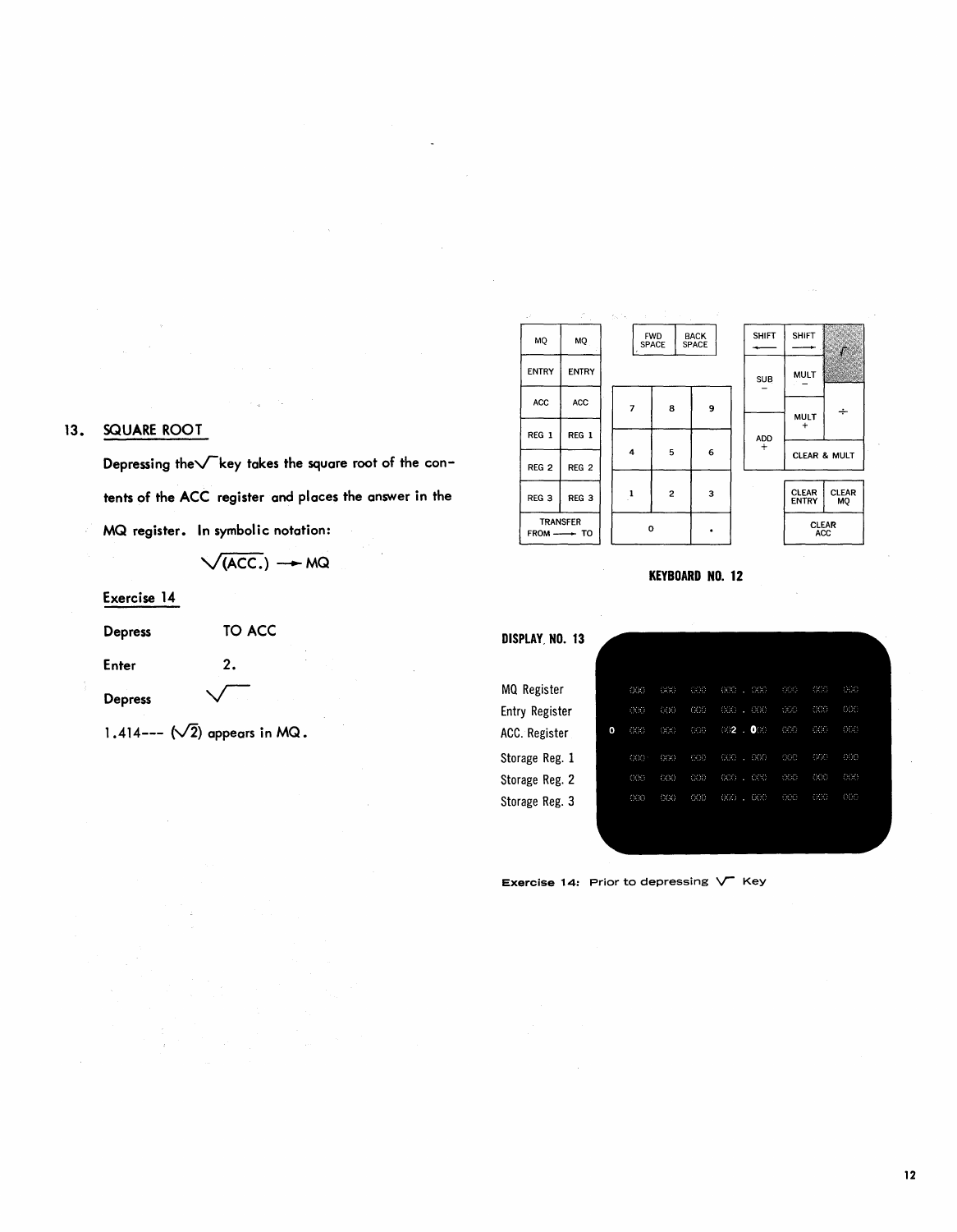## 13. SQUARE ROOT

Depressing the $\sqrt{\ }$ key takes the square root of the contents of the ACC register and places the answer in the MQ register. In symbolic notation:

$$\sqrt{(ACC.)} \rightarrow MQ$$

### Exercise 14

| | |
|---|---|
| Depress | TO ACC |
| Enter | 2. |
| Depress | $\sqrt{\ }$ |

1.414--- ($\sqrt{2}$) appears in MQ.

| | | | | | | | |
|---|---|---|---|---|---|---|---|
| MQ | MQ | FWD SPACE | BACK SPACE | | SHIFT ← | SHIFT → | $\sqrt{\ }$ |
| ENTRY | ENTRY | | | | SUB − | MULT − | |
| ACC | ACC | 7 | 8 | 9 | | MULT + | ÷ |
| REG 1 | REG 1 | 4 | 5 | 6 | ADD + | CLEAR & MULT | |
| REG 2 | REG 2 | 1 | 2 | 3 | | CLEAR ENTRY | CLEAR MQ |
| REG 3 | REG 3 | 0 | | . | | CLEAR ACC | |
| TRANSFER FROM → TO | | | | | | | |

**KEYBOARD NO. 12**

**DISPLAY NO. 13**

| | | | | | | | | |
|---|---|---|---|---|---|---|---|---|
| MQ Register | | 000 | 000 | 000 | 000 . 000 | 000 | 000 | 000 |
| Entry Register | | 000 | 000 | 000 | 000 . 000 | 000 | 000 | 000 |
| ACC. Register | 0 | 000 | 000 | 000 | 002 . 000 | 000 | 000 | 000 |
| Storage Reg. 1 | | 000 | 000 | 000 | 000 . 000 | 000 | 000 | 000 |
| Storage Reg. 2 | | 000 | 000 | 000 | 000 . 000 | 000 | 000 | 000 |
| Storage Reg. 3 | | 000 | 000 | 000 | 000 . 000 | 000 | 000 | 000 |

**Exercise 14:** Prior to depressing $\sqrt{\ }$ Key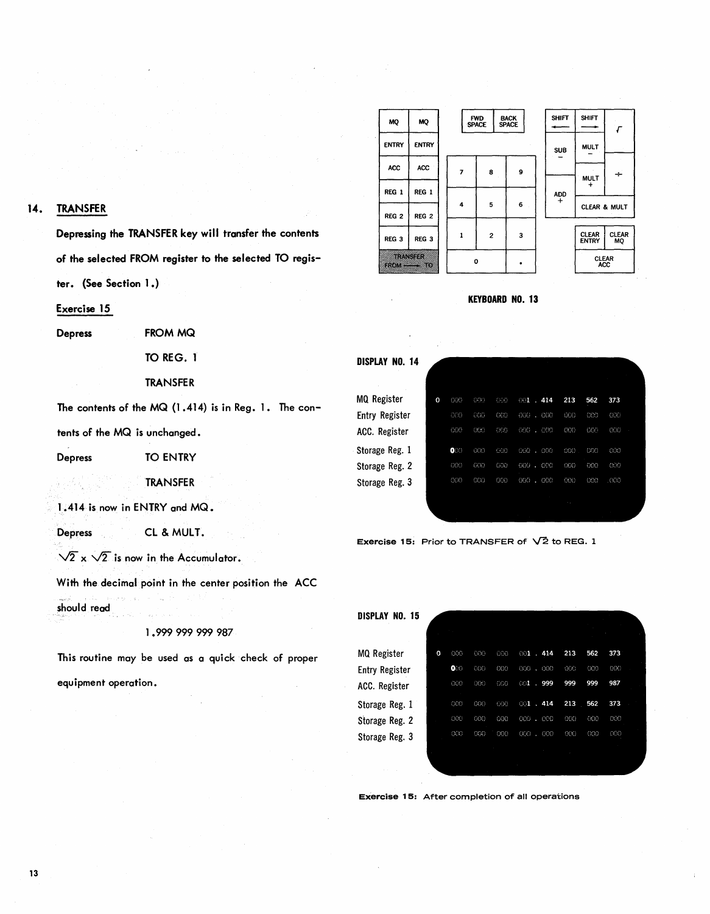## 14. TRANSFER

Depressing the TRANSFER key will transfer the contents of the selected FROM register to the selected TO register. (See Section 1.)

### Exercise 15

Depress FROM MQ

TO REG. 1

TRANSFER

The contents of the MQ (1.414) is in Reg. 1. The contents of the MQ is unchanged.

Depress TO ENTRY

TRANSFER

1.414 is now in ENTRY and MQ.

Depress CL & MULT.

$\sqrt{2} \times \sqrt{2}$ is now in the Accumulator.

With the decimal point in the center position the ACC should read

1.999 999 999 987

This routine may be used as a quick check of proper equipment operation.

| MQ | MQ |
|---|---|
| ENTRY | ENTRY |
| ACC | ACC |
| REG 1 | REG 1 |
| REG 2 | REG 2 |
| REG 3 | REG 3 |
| TRANSFER FROM ⟶ TO | |

| FWD SPACE | BACK SPACE | |
|---|---|---|
| 7 | 8 | 9 |
| 4 | 5 | 6 |
| 1 | 2 | 3 |
| 0 | | . |

| SHIFT ⟵ | SHIFT ⟶ | √ |
|---|---|---|
| SUB − | MULT − | ÷ |
| ADD + | MULT + | |
| | CLEAR & MULT | |
| | CLEAR ENTRY | CLEAR MQ |
| | CLEAR ACC | |

**KEYBOARD NO. 13**

**DISPLAY NO. 14**

| Register | Contents |
|---|---|
| MQ Register | 0 000 000 000 001 . 414 213 562 373 |
| Entry Register | 000 000 000 000 . 000 000 000 000 |
| ACC. Register | 000 000 000 000 . 000 000 000 000 |
| Storage Reg. 1 | 000 000 000 000 . 000 000 000 000 |
| Storage Reg. 2 | 000 000 000 000 . 000 000 000 000 |
| Storage Reg. 3 | 000 000 000 000 . 000 000 000 000 |

**Exercise 15:** Prior to TRANSFER of $\sqrt{2}$ to REG. 1

**DISPLAY NO. 15**

| Register | Contents |
|---|---|
| MQ Register | 0 000 000 000 001 . 414 213 562 373 |
| Entry Register | 000 000 000 000 . 000 000 000 000 |
| ACC. Register | 000 000 000 001 . 999 999 999 987 |
| Storage Reg. 1 | 000 000 000 001 . 414 213 562 373 |
| Storage Reg. 2 | 000 000 000 000 . 000 000 000 000 |
| Storage Reg. 3 | 000 000 000 000 . 000 000 000 000 |

**Exercise 15:** After completion of all operations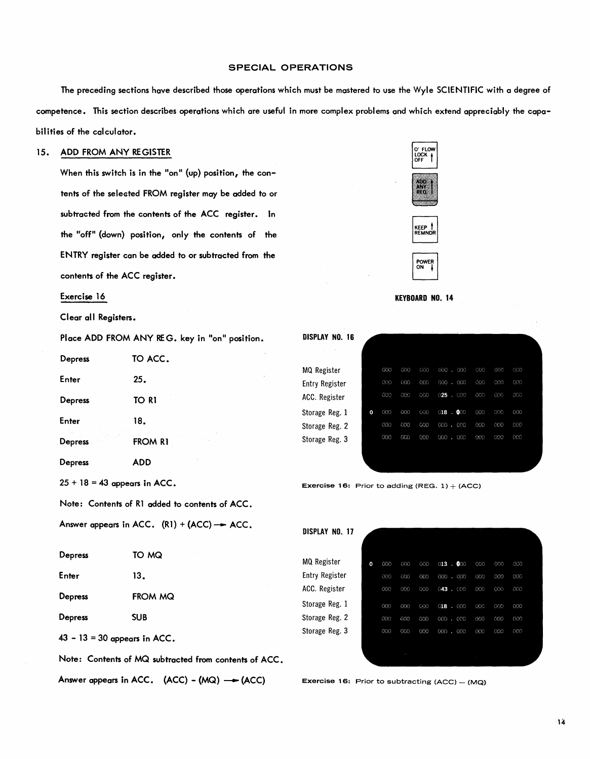## SPECIAL OPERATIONS

The preceding sections have described those operations which must be mastered to use the Wyle SCIENTIFIC with a degree of competence. This section describes operations which are useful in more complex problems and which extend appreciably the capabilities of the calculator.

### 15. ADD FROM ANY REGISTER

When this switch is in the "on" (up) position, the contents of the selected FROM register may be added to or subtracted from the contents of the ACC register. In the "off" (down) position, only the contents of the ENTRY register can be added to or subtracted from the contents of the ACC register.

O' FLOW LOCK OFF

ADD ANY REG

KEEP REMNDR

POWER ON

**KEYBOARD NO. 14**

#### Exercise 16

Clear all Registers.

Place ADD FROM ANY REG. key in "on" position.

| | |
|---|---|
| Depress | TO ACC. |
| Enter | 25. |
| Depress | TO R1 |
| Enter | 18. |
| Depress | FROM R1 |
| Depress | ADD |

25 + 18 = 43 appears in ACC.

Note: Contents of R1 added to contents of ACC.

Answer appears in ACC. (R1) + (ACC) → ACC.

**DISPLAY NO. 16**

| Register | | | | | | | | |
|---|---|---|---|---|---|---|---|---|
| MQ Register | | 000 | 000 | 000 | 000 . 000 | 000 | 000 | 000 |
| Entry Register | | 000 | 000 | 000 | 000 . 000 | 000 | 000 | 000 |
| ACC. Register | | 000 | 000 | 000 | 025 . 000 | 000 | 000 | 000 |
| Storage Reg. 1 | 0 | 000 | 000 | 000 | 018 . 000 | 000 | 000 | 000 |
| Storage Reg. 2 | | 000 | 000 | 000 | 000 . 000 | 000 | 000 | 000 |
| Storage Reg. 3 | | 000 | 000 | 000 | 000 . 000 | 000 | 000 | 000 |

Exercise 16: Prior to adding (REG. 1) + (ACC)

| | |
|---|---|
| Depress | TO MQ |
| Enter | 13. |
| Depress | FROM MQ |
| Depress | SUB |

43 - 13 = 30 appears in ACC.

Note: Contents of MQ subtracted from contents of ACC.

Answer appears in ACC. (ACC) - (MQ) → (ACC)

**DISPLAY NO. 17**

| Register | | | | | | | | |
|---|---|---|---|---|---|---|---|---|
| MQ Register | 0 | 000 | 000 | 000 | 013 . 000 | 000 | 000 | 000 |
| Entry Register | | 000 | 000 | 000 | 000 . 000 | 000 | 000 | 000 |
| ACC. Register | | 000 | 000 | 000 | 043 . 000 | 000 | 000 | 000 |
| Storage Reg. 1 | | 000 | 000 | 000 | 018 . 000 | 000 | 000 | 000 |
| Storage Reg. 2 | | 000 | 000 | 000 | 000 . 000 | 000 | 000 | 000 |
| Storage Reg. 3 | | 000 | 000 | 000 | 000 . 000 | 000 | 000 | 000 |

Exercise 16: Prior to subtracting (ACC) — (MQ)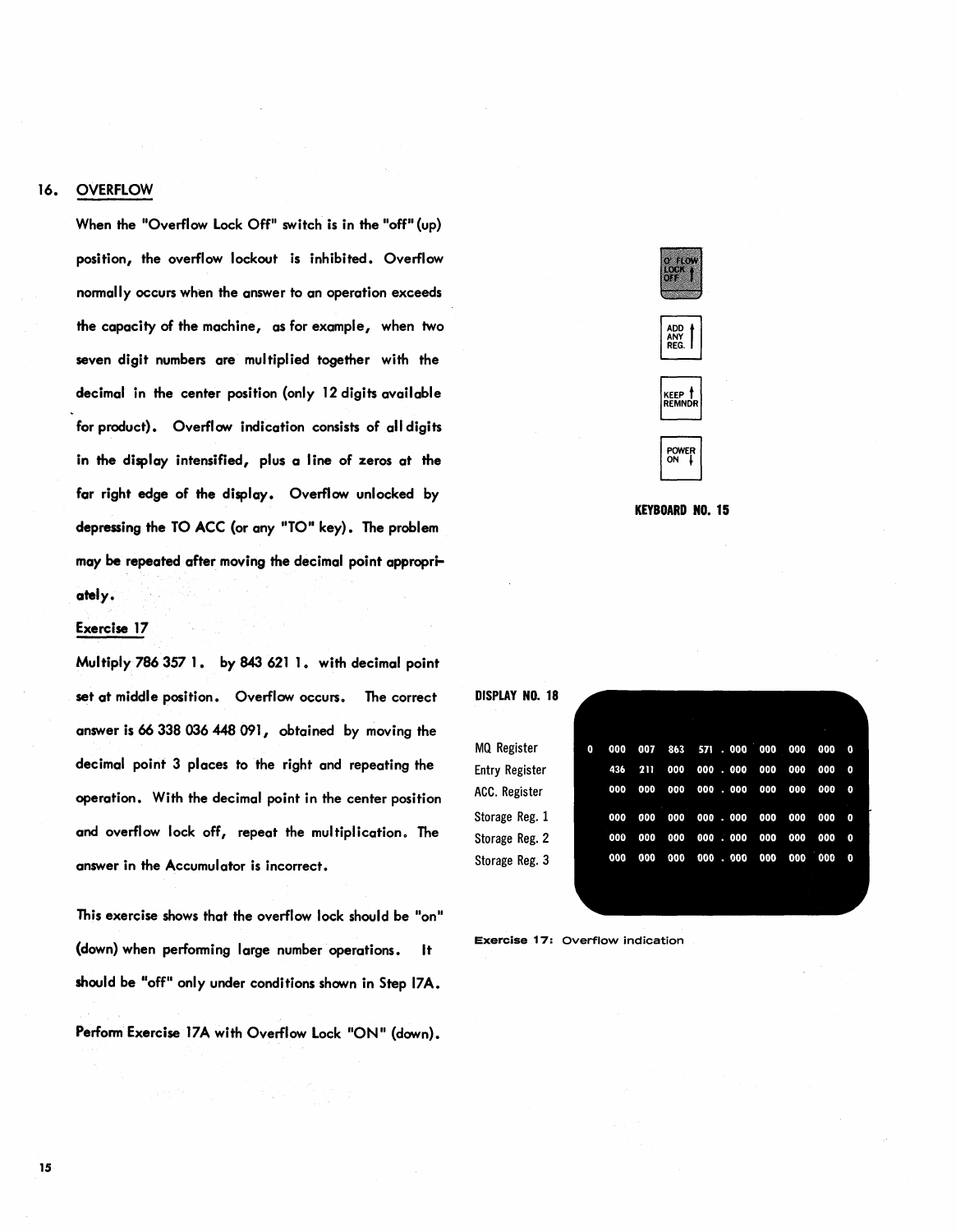## 16. OVERFLOW

When the "Overflow Lock Off" switch is in the "off" (up) position, the overflow lockout is inhibited. Overflow normally occurs when the answer to an operation exceeds the capacity of the machine, as for example, when two seven digit numbers are multiplied together with the decimal in the center position (only 12 digits available for product). Overflow indication consists of all digits in the display intensified, plus a line of zeros at the far right edge of the display. Overflow unlocked by depressing the TO ACC (or any "TO" key). The problem may be repeated after moving the decimal point appropriately.

O' FLOW LOCK OFF ↑

ADD ANY REG. ↑

KEEP REMNDR ↑

POWER ON ↓

**KEYBOARD NO. 15**

### Exercise 17

Multiply 786 357 1. by 843 621 1. with decimal point set at middle position. Overflow occurs. The correct answer is 66 338 036 448 091, obtained by moving the decimal point 3 places to the right and repeating the operation. With the decimal point in the center position and overflow lock off, repeat the multiplication. The answer in the Accumulator is incorrect.

**DISPLAY NO. 18**

| Register | | | | | | | | | | |
|---|---|---|---|---|---|---|---|---|---|---|
| MQ Register | 0 | 000 | 007 | 863 | 571 . | 000 | 000 | 000 | 000 | 0 |
| Entry Register | | 436 | 211 | 000 | 000 . | 000 | 000 | 000 | 000 | 0 |
| ACC. Register | | 000 | 000 | 000 | 000 . | 000 | 000 | 000 | 000 | 0 |
| Storage Reg. 1 | | 000 | 000 | 000 | 000 . | 000 | 000 | 000 | 000 | 0 |
| Storage Reg. 2 | | 000 | 000 | 000 | 000 . | 000 | 000 | 000 | 000 | 0 |
| Storage Reg. 3 | | 000 | 000 | 000 | 000 . | 000 | 000 | 000 | 000 | 0 |

**Exercise 17:** Overflow indication

This exercise shows that the overflow lock should be "on" (down) when performing large number operations. It should be "off" only under conditions shown in Step 17A.

Perform Exercise 17A with Overflow Lock "ON" (down).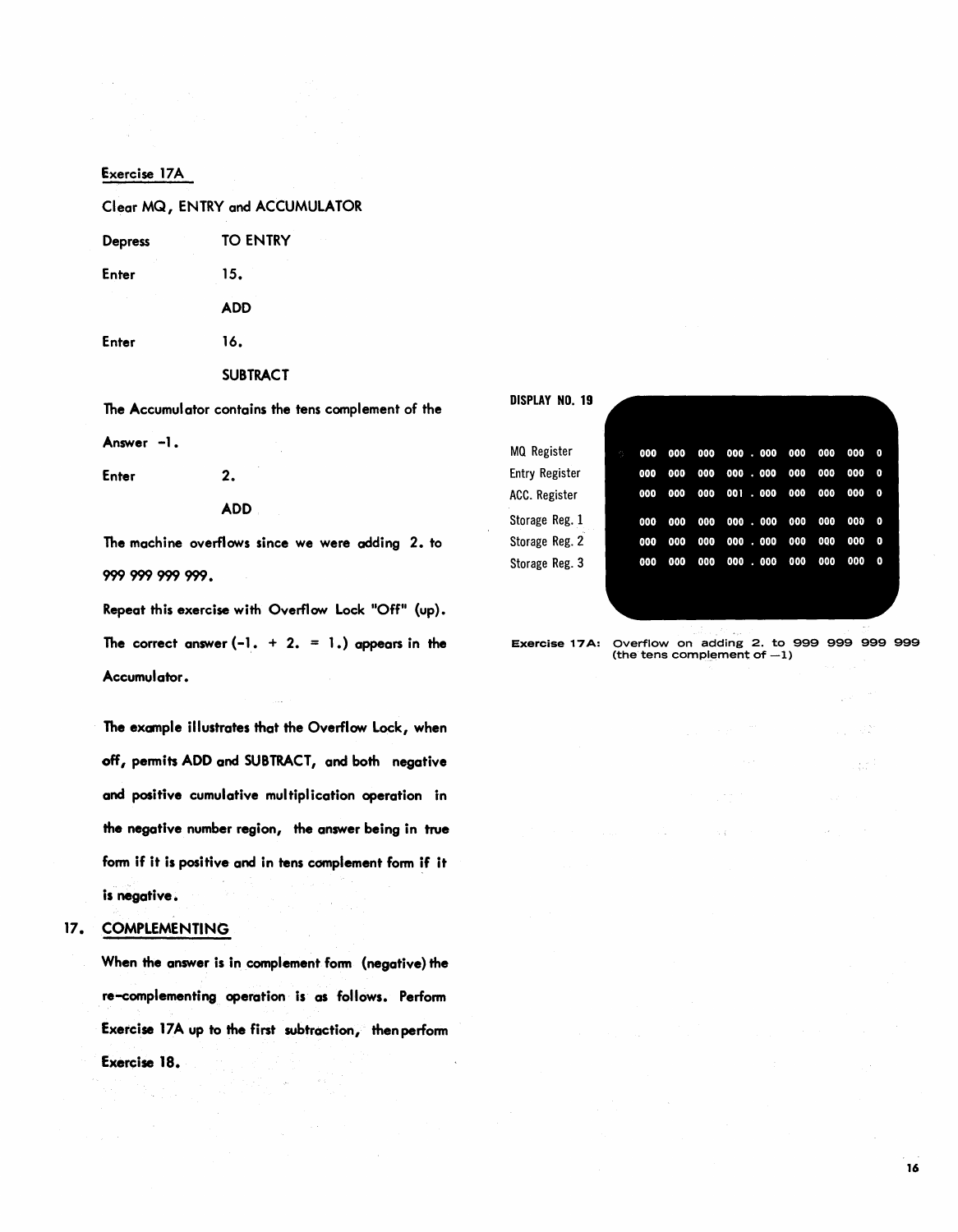Exercise 17A

Clear MQ, ENTRY and ACCUMULATOR

| | |
|---|---|
| Depress | TO ENTRY |
| Enter | 15. |
| | ADD |
| Enter | 16. |
| | SUBTRACT |

The Accumulator contains the tens complement of the Answer -1.

| | |
|---|---|
| Enter | 2. |
| | ADD |

The machine overflows since we were adding 2. to 999 999 999 999.

Repeat this exercise with Overflow Lock "Off" (up). The correct answer (-1. + 2. = 1.) appears in the Accumulator.

The example illustrates that the Overflow Lock, when off, permits ADD and SUBTRACT, and both negative and positive cumulative multiplication operation in the negative number region, the answer being in true form if it is positive and in tens complement form if it is negative.

## 17. COMPLEMENTING

When the answer is in complement form (negative) the re-complementing operation is as follows. Perform Exercise 17A up to the first subtraction, then perform Exercise 18.

DISPLAY NO. 19

| | |
|---|---|
| MQ Register | 000 000 000 000 . 000 000 000 000 0 |
| Entry Register | 000 000 000 000 . 000 000 000 000 0 |
| ACC. Register | 000 000 000 001 . 000 000 000 000 0 |
| Storage Reg. 1 | 000 000 000 000 . 000 000 000 000 0 |
| Storage Reg. 2 | 000 000 000 000 . 000 000 000 000 0 |
| Storage Reg. 3 | 000 000 000 000 . 000 000 000 000 0 |

Exercise 17A: Overflow on adding 2. to 999 999 999 999 (the tens complement of −1)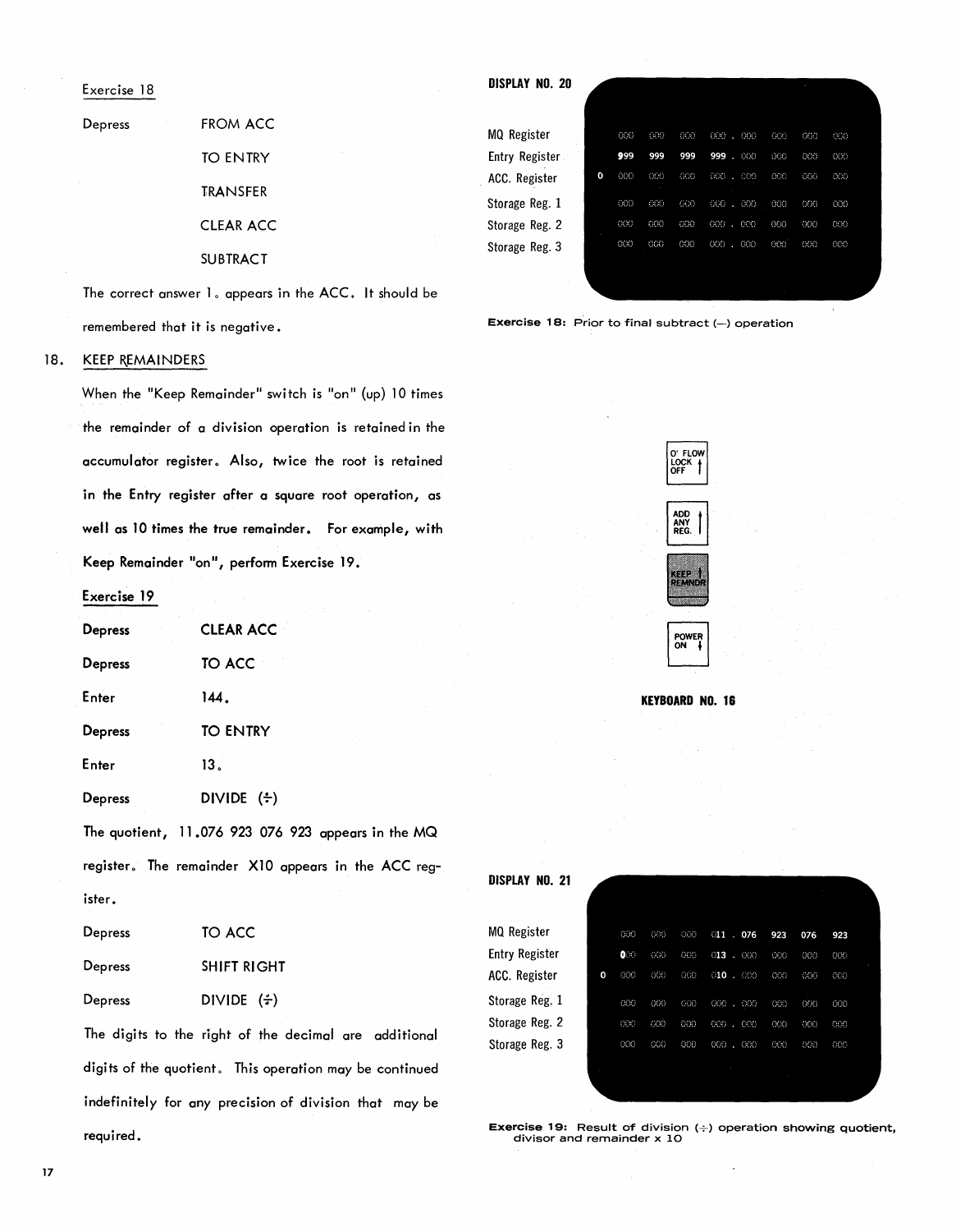Exercise 18

| | |
|---|---|
| Depress | FROM ACC |
| | TO ENTRY |
| | TRANSFER |
| | CLEAR ACC |
| | SUBTRACT |

The correct answer 1. appears in the ACC. It should be remembered that it is negative.

18. KEEP REMAINDERS

When the "Keep Remainder" switch is "on" (up) 10 times the remainder of a division operation is retained in the accumulator register. Also, twice the root is retained in the Entry register after a square root operation, as well as 10 times the true remainder. For example, with Keep Remainder "on", perform Exercise 19.

Exercise 19

| | |
|---|---|
| Depress | CLEAR ACC |
| Depress | TO ACC |
| Enter | 144. |
| Depress | TO ENTRY |
| Enter | 13. |
| Depress | DIVIDE (÷) |

The quotient, 11.076 923 076 923 appears in the MQ register. The remainder X10 appears in the ACC register.

| | |
|---|---|
| Depress | TO ACC |
| Depress | SHIFT RIGHT |
| Depress | DIVIDE (÷) |

The digits to the right of the decimal are additional digits of the quotient. This operation may be continued indefinitely for any precision of division that may be required.

**DISPLAY NO. 20**

| | | | | | | | | |
|---|---|---|---|---|---|---|---|---|
| MQ Register | 000 | 000 | 000 | 000 . | 000 | 000 | 000 | 000 |
| Entry Register | 999 | 999 | 999 | 999 . | 000 | 000 | 000 | 000 |
| ACC. Register 0 | 000 | 000 | 000 | 000 . | 000 | 000 | 000 | 000 |
| Storage Reg. 1 | 000 | 000 | 000 | 000 . | 000 | 000 | 000 | 000 |
| Storage Reg. 2 | 000 | 000 | 000 | 000 . | 000 | 000 | 000 | 000 |
| Storage Reg. 3 | 000 | 000 | 000 | 000 . | 000 | 000 | 000 | 000 |

**Exercise 18:** Prior to final subtract (—) operation

O' FLOW LOCK OFF

ADD ANY REG.

KEEP REMNDR

POWER ON

**KEYBOARD NO. 16**

**DISPLAY NO. 21**

| | | | | | | | | |
|---|---|---|---|---|---|---|---|---|
| MQ Register | 000 | 000 | 000 | 011 . | 076 | 923 | 076 | 923 |
| Entry Register | 000 | 000 | 000 | 013 . | 000 | 000 | 000 | 000 |
| ACC. Register 0 | 000 | 000 | 000 | 010 . | 000 | 000 | 000 | 000 |
| Storage Reg. 1 | 000 | 000 | 000 | 000 . | 000 | 000 | 000 | 000 |
| Storage Reg. 2 | 000 | 000 | 000 | 000 . | 000 | 000 | 000 | 000 |
| Storage Reg. 3 | 000 | 000 | 000 | 000 . | 000 | 000 | 000 | 000 |

**Exercise 19:** Result of division (÷) operation showing quotient, divisor and remainder x 10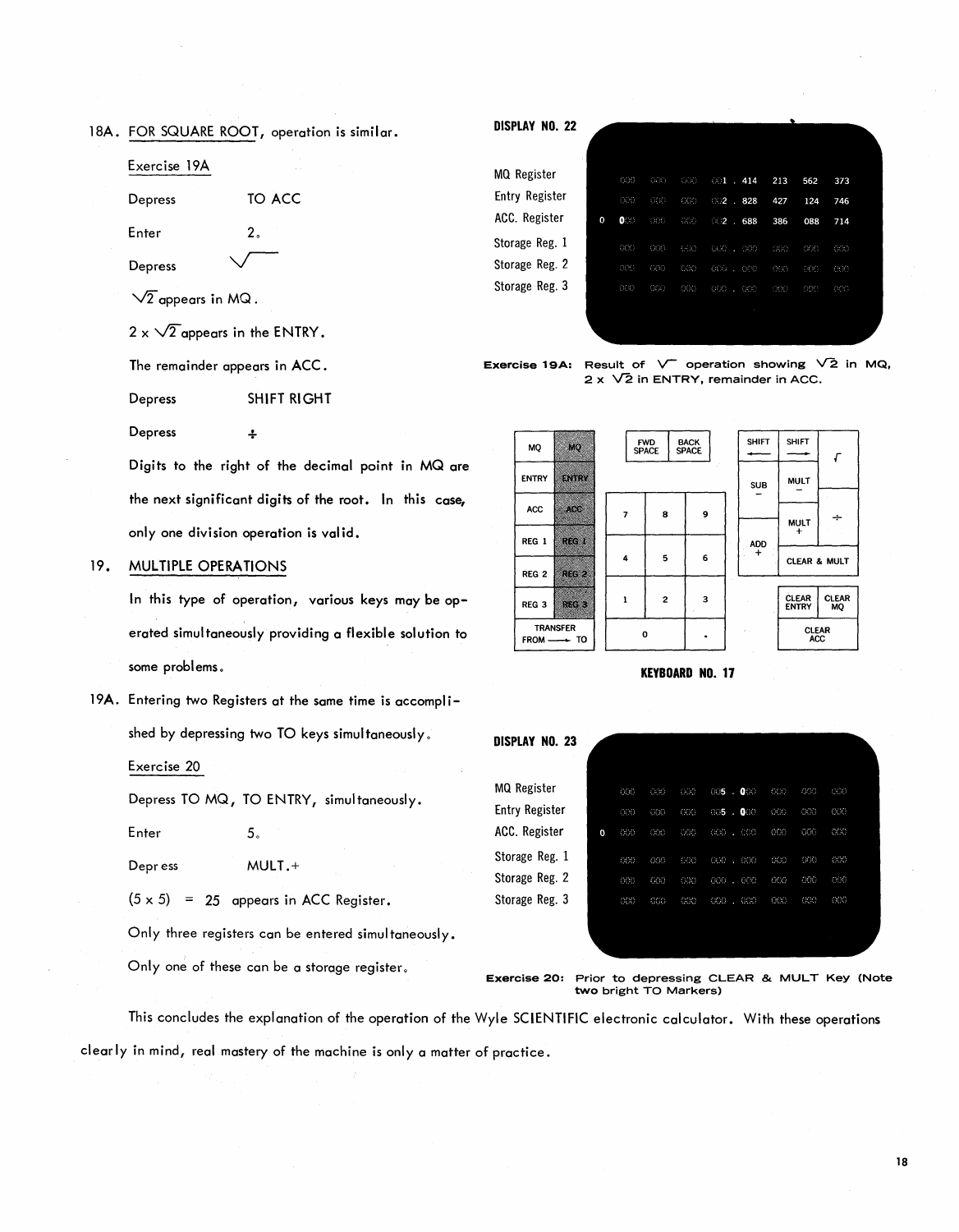18A. FOR SQUARE ROOT, operation is similar.

Exercise 19A

| | |
|---|---|
| Depress | TO ACC |
| Enter | 2. |
| Depress | $\sqrt{\phantom{x}}$ |

$\sqrt{2}$ appears in MQ.

$2 \times \sqrt{2}$ appears in the ENTRY.

The remainder appears in ACC.

| | |
|---|---|
| Depress | SHIFT RIGHT |
| Depress | ÷ |

Digits to the right of the decimal point in MQ are the next significant digits of the root. In this case, only one division operation is valid.

**DISPLAY NO. 22**

| | |
|---|---|
| MQ Register | 000 000 000 001 . 414 213 562 373 |
| Entry Register | 000 000 000 002 . 828 427 124 746 |
| ACC. Register | 0 000 000 000 002 . 688 386 088 714 |
| Storage Reg. 1 | 000 000 000 000 . 000 000 000 000 |
| Storage Reg. 2 | 000 000 000 000 . 000 000 000 000 |
| Storage Reg. 3 | 000 000 000 000 . 000 000 000 000 |

**Exercise 19A:** Result of $\sqrt{\phantom{x}}$ operation showing $\sqrt{2}$ in MQ, $2 \times \sqrt{2}$ in ENTRY, remainder in ACC.

**KEYBOARD NO. 17**

## 19. MULTIPLE OPERATIONS

In this type of operation, various keys may be operated simultaneously providing a flexible solution to some problems.

19A. Entering two Registers at the same time is accomplished by depressing two TO keys simultaneously.

Exercise 20

Depress TO MQ, TO ENTRY, simultaneously.

| | |
|---|---|
| Enter | 5. |
| Depress | MULT.+ |

$(5 \times 5) = 25$ appears in ACC Register.

Only three registers can be entered simultaneously.

Only one of these can be a storage register.

**DISPLAY NO. 23**

| | |
|---|---|
| MQ Register | 000 000 000 005 . 000 000 000 000 |
| Entry Register | 000 000 000 005 . 000 000 000 000 |
| ACC. Register | 0 000 000 000 000 . 000 000 000 000 |
| Storage Reg. 1 | 000 000 000 000 . 000 000 000 000 |
| Storage Reg. 2 | 000 000 000 000 . 000 000 000 000 |
| Storage Reg. 3 | 000 000 000 000 . 000 000 000 000 |

**Exercise 20:** Prior to depressing CLEAR & MULT Key (Note two bright TO Markers)

This concludes the explanation of the operation of the Wyle SCIENTIFIC electronic calculator. With these operations clearly in mind, real mastery of the machine is only a matter of practice.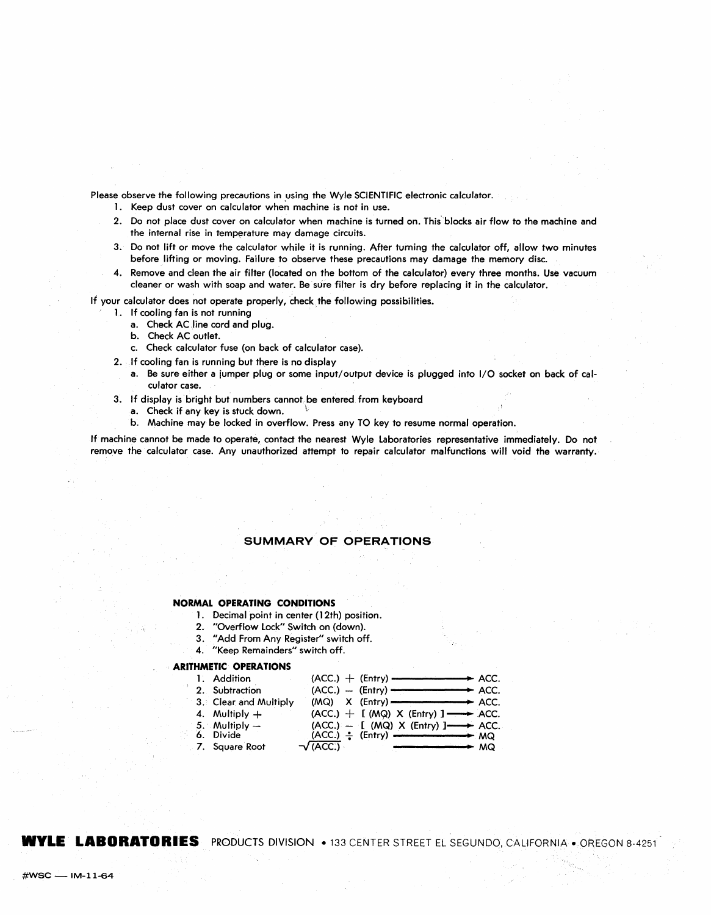Please observe the following precautions in using the Wyle SCIENTIFIC electronic calculator.

1. Keep dust cover on calculator when machine is not in use.
2. Do not place dust cover on calculator when machine is turned on. This blocks air flow to the machine and the internal rise in temperature may damage circuits.
3. Do not lift or move the calculator while it is running. After turning the calculator off, allow two minutes before lifting or moving. Failure to observe these precautions may damage the memory disc.
4. Remove and clean the air filter (located on the bottom of the calculator) every three months. Use vacuum cleaner or wash with soap and water. Be sure filter is dry before replacing it in the calculator.

If your calculator does not operate properly, check the following possibilities.

1. If cooling fan is not running
   a. Check AC line cord and plug.
   b. Check AC outlet.
   c. Check calculator fuse (on back of calculator case).
2. If cooling fan is running but there is no display
   a. Be sure either a jumper plug or some input/output device is plugged into I/O socket on back of calculator case.
3. If display is bright but numbers cannot be entered from keyboard
   a. Check if any key is stuck down.
   b. Machine may be locked in overflow. Press any TO key to resume normal operation.

If machine cannot be made to operate, contact the nearest Wyle Laboratories representative immediately. Do not remove the calculator case. Any unauthorized attempt to repair calculator malfunctions will void the warranty.

## SUMMARY OF OPERATIONS

### NORMAL OPERATING CONDITIONS

1. Decimal point in center (12th) position.
2. "Overflow Lock" Switch on (down).
3. "Add From Any Register" switch off.
4. "Keep Remainders" switch off.

### ARITHMETIC OPERATIONS

| | | | |
|---|---|---|---|
| 1. | Addition | (ACC.) + (Entry) → | ACC. |
| 2. | Subtraction | (ACC.) − (Entry) → | ACC. |
| 3. | Clear and Multiply | (MQ) X (Entry) → | ACC. |
| 4. | Multiply + | (ACC.) + [ (MQ) X (Entry) ] → | ACC. |
| 5. | Multiply − | (ACC.) − [ (MQ) X (Entry) ] → | ACC. |
| 6. | Divide | $\frac{(ACC.)}{}$ ÷ (Entry) → | MQ |
| 7. | Square Root | $\sqrt{(ACC.)}$ → | MQ |

**WYLE LABORATORIES** PRODUCTS DIVISION • 133 CENTER STREET EL SEGUNDO, CALIFORNIA • OREGON 8-4251

#WSC — IM-11-64